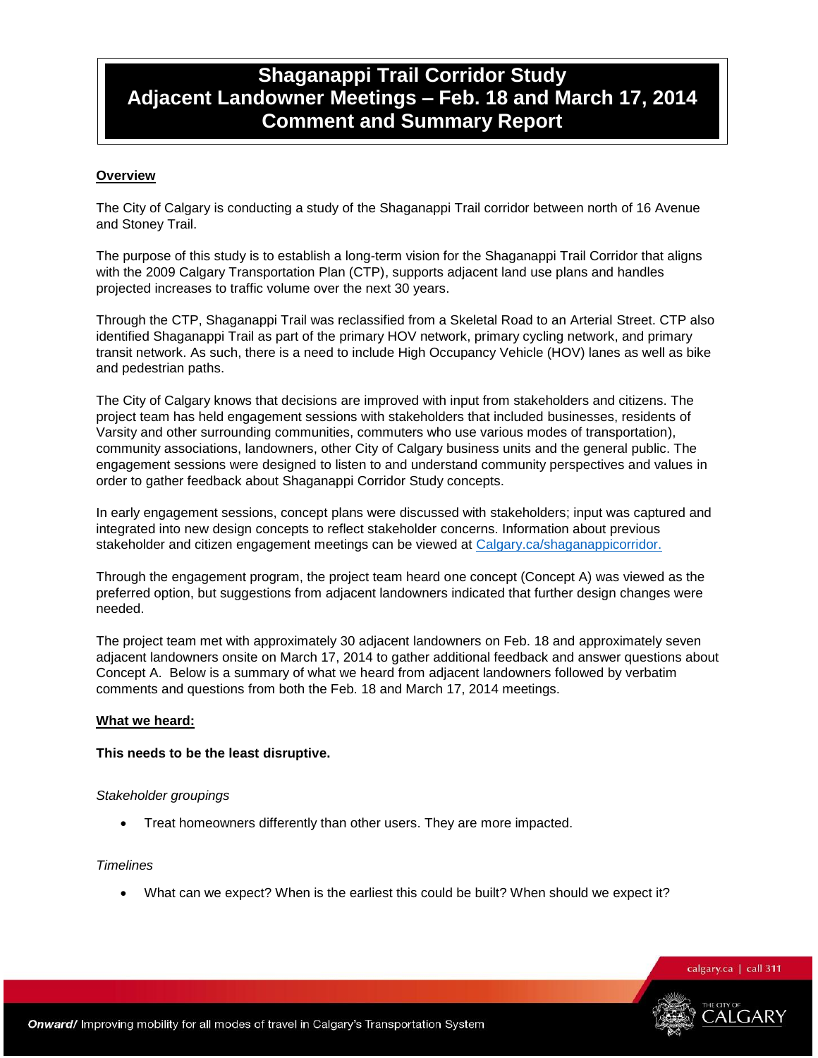# Shaganappi Trail Corridor Study
# Adjacent Landowner Meetings – Feb. 18 and March 17, 2014
# Comment and Summary Report

## Overview

The City of Calgary is conducting a study of the Shaganappi Trail corridor between north of 16 Avenue and Stoney Trail.

The purpose of this study is to establish a long-term vision for the Shaganappi Trail Corridor that aligns with the 2009 Calgary Transportation Plan (CTP), supports adjacent land use plans and handles projected increases to traffic volume over the next 30 years.

Through the CTP, Shaganappi Trail was reclassified from a Skeletal Road to an Arterial Street. CTP also identified Shaganappi Trail as part of the primary HOV network, primary cycling network, and primary transit network. As such, there is a need to include High Occupancy Vehicle (HOV) lanes as well as bike and pedestrian paths.

The City of Calgary knows that decisions are improved with input from stakeholders and citizens. The project team has held engagement sessions with stakeholders that included businesses, residents of Varsity and other surrounding communities, commuters who use various modes of transportation), community associations, landowners, other City of Calgary business units and the general public. The engagement sessions were designed to listen to and understand community perspectives and values in order to gather feedback about Shaganappi Corridor Study concepts.

In early engagement sessions, concept plans were discussed with stakeholders; input was captured and integrated into new design concepts to reflect stakeholder concerns. Information about previous stakeholder and citizen engagement meetings can be viewed at Calgary.ca/shaganappicorridor.

Through the engagement program, the project team heard one concept (Concept A) was viewed as the preferred option, but suggestions from adjacent landowners indicated that further design changes were needed.

The project team met with approximately 30 adjacent landowners on Feb. 18 and approximately seven adjacent landowners onsite on March 17, 2014 to gather additional feedback and answer questions about Concept A. Below is a summary of what we heard from adjacent landowners followed by verbatim comments and questions from both the Feb. 18 and March 17, 2014 meetings.

## What we heard:

**This needs to be the least disruptive.**

*Stakeholder groupings*

- Treat homeowners differently than other users. They are more impacted.

*Timelines*

- What can we expect? When is the earliest this could be built? When should we expect it?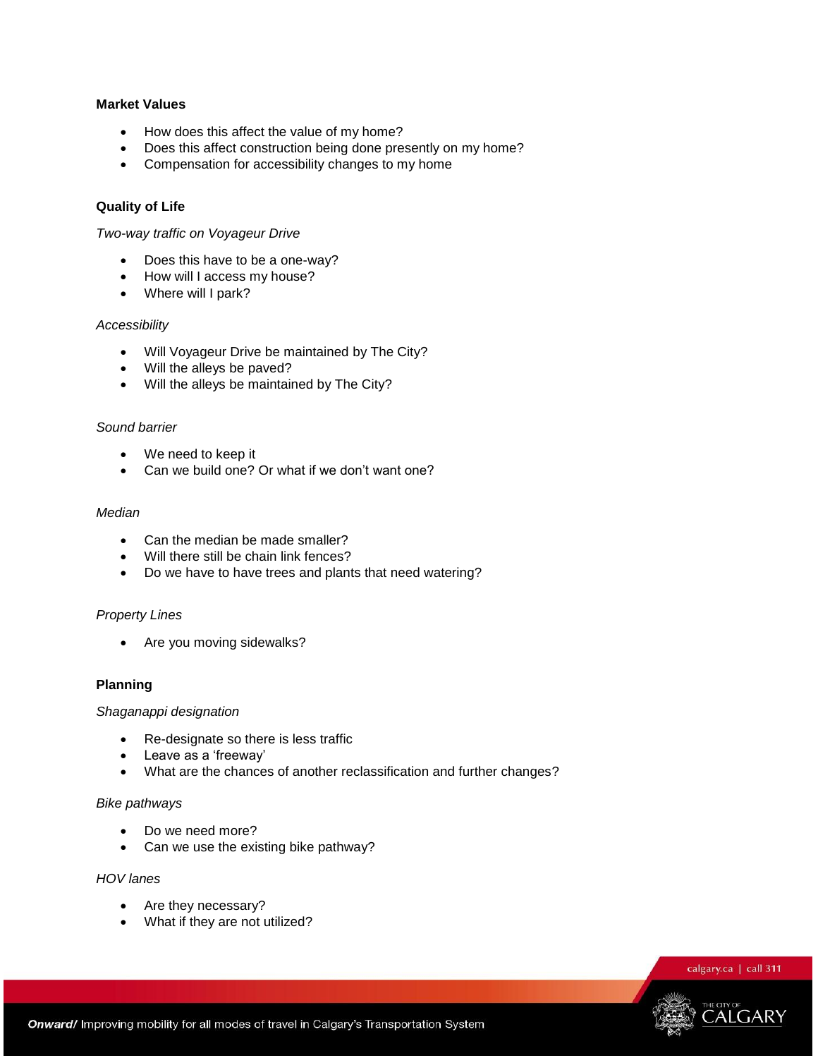**Market Values**

- How does this affect the value of my home?
- Does this affect construction being done presently on my home?
- Compensation for accessibility changes to my home

**Quality of Life**

*Two-way traffic on Voyageur Drive*

- Does this have to be a one-way?
- How will I access my house?
- Where will I park?

*Accessibility*

- Will Voyageur Drive be maintained by The City?
- Will the alleys be paved?
- Will the alleys be maintained by The City?

*Sound barrier*

- We need to keep it
- Can we build one? Or what if we don't want one?

*Median*

- Can the median be made smaller?
- Will there still be chain link fences?
- Do we have to have trees and plants that need watering?

*Property Lines*

- Are you moving sidewalks?

**Planning**

*Shaganappi designation*

- Re-designate so there is less traffic
- Leave as a 'freeway'
- What are the chances of another reclassification and further changes?

*Bike pathways*

- Do we need more?
- Can we use the existing bike pathway?

*HOV lanes*

- Are they necessary?
- What if they are not utilized?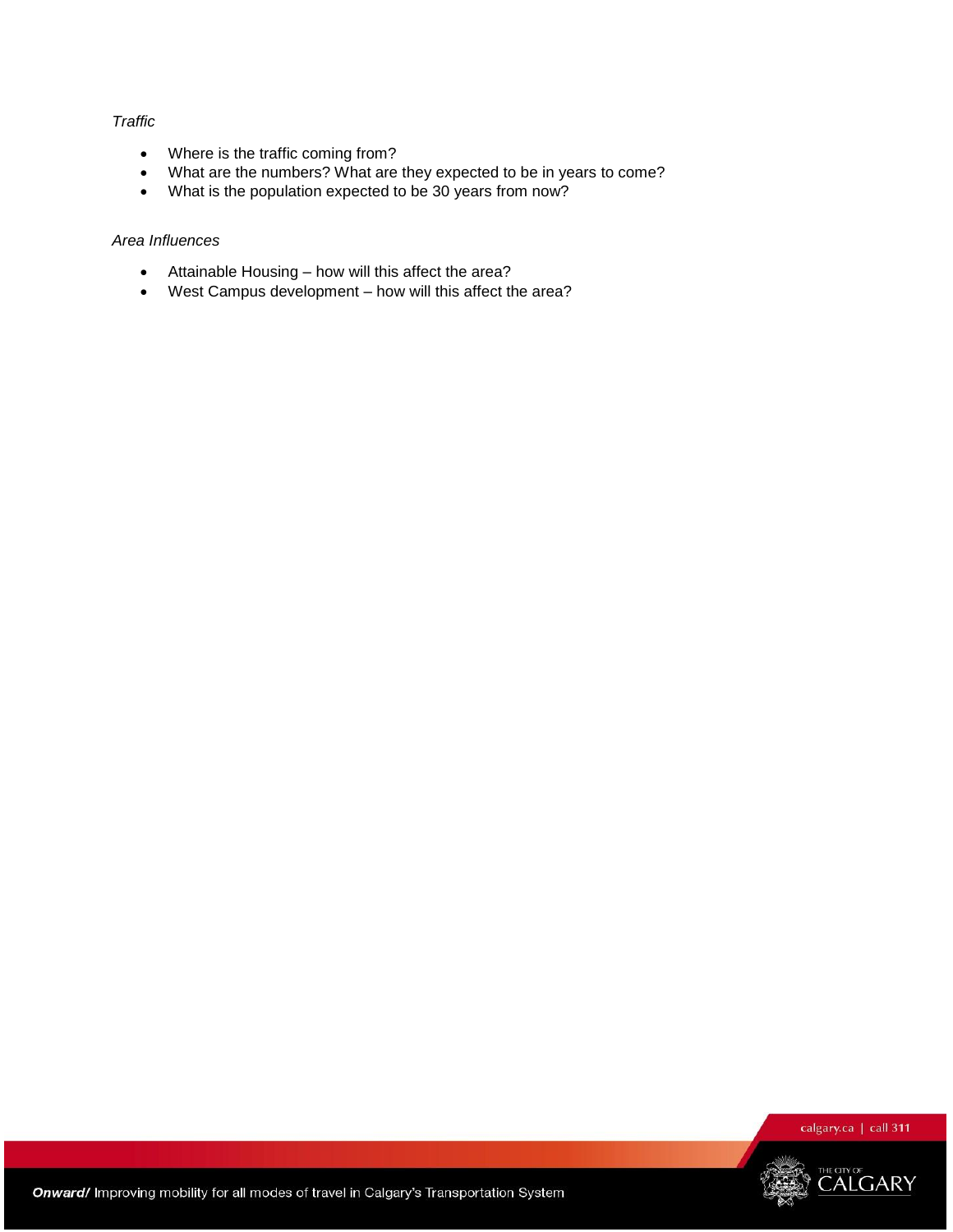*Traffic*

- Where is the traffic coming from?
- What are the numbers? What are they expected to be in years to come?
- What is the population expected to be 30 years from now?

*Area Influences*

- Attainable Housing – how will this affect the area?
- West Campus development – how will this affect the area?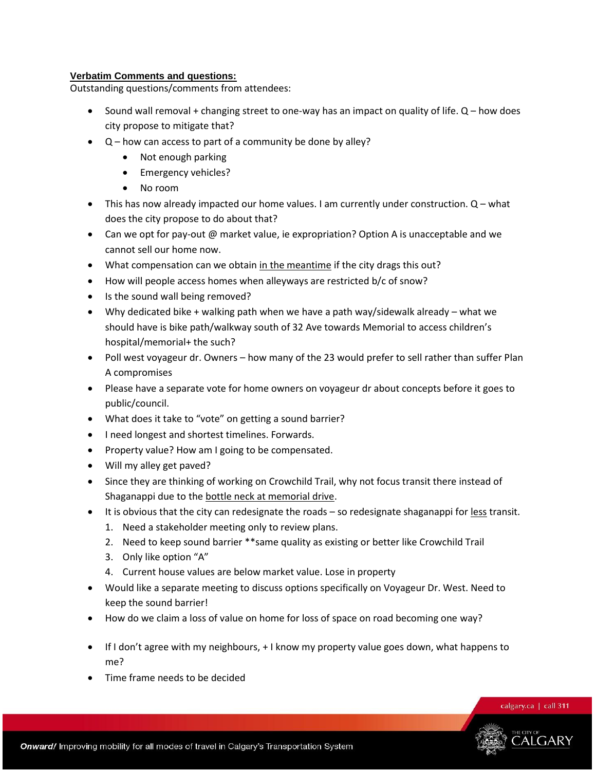**Verbatim Comments and questions:**

Outstanding questions/comments from attendees:

- Sound wall removal + changing street to one-way has an impact on quality of life. Q – how does city propose to mitigate that?
- Q – how can access to part of a community be done by alley?
    - Not enough parking
    - Emergency vehicles?
    - No room
- This has now already impacted our home values. I am currently under construction. Q – what does the city propose to do about that?
- Can we opt for pay-out @ market value, ie expropriation? Option A is unacceptable and we cannot sell our home now.
- What compensation can we obtain <u>in the meantime</u> if the city drags this out?
- How will people access homes when alleyways are restricted b/c of snow?
- Is the sound wall being removed?
- Why dedicated bike + walking path when we have a path way/sidewalk already – what we should have is bike path/walkway south of 32 Ave towards Memorial to access children's hospital/memorial+ the such?
- Poll west voyageur dr. Owners – how many of the 23 would prefer to sell rather than suffer Plan A compromises
- Please have a separate vote for home owners on voyageur dr about concepts before it goes to public/council.
- What does it take to "vote" on getting a sound barrier?
- I need longest and shortest timelines. Forwards.
- Property value? How am I going to be compensated.
- Will my alley get paved?
- Since they are thinking of working on Crowchild Trail, why not focus transit there instead of Shaganappi due to the <u>bottle neck at memorial drive</u>.
- It is obvious that the city can redesignate the roads – so redesignate shaganappi for <u>less</u> transit.
    1. Need a stakeholder meeting only to review plans.
    2. Need to keep sound barrier **same quality as existing or better like Crowchild Trail
    3. Only like option "A"
    4. Current house values are below market value. Lose in property
- Would like a separate meeting to discuss options specifically on Voyageur Dr. West. Need to keep the sound barrier!
- How do we claim a loss of value on home for loss of space on road becoming one way?
- If I don't agree with my neighbours, + I know my property value goes down, what happens to me?
- Time frame needs to be decided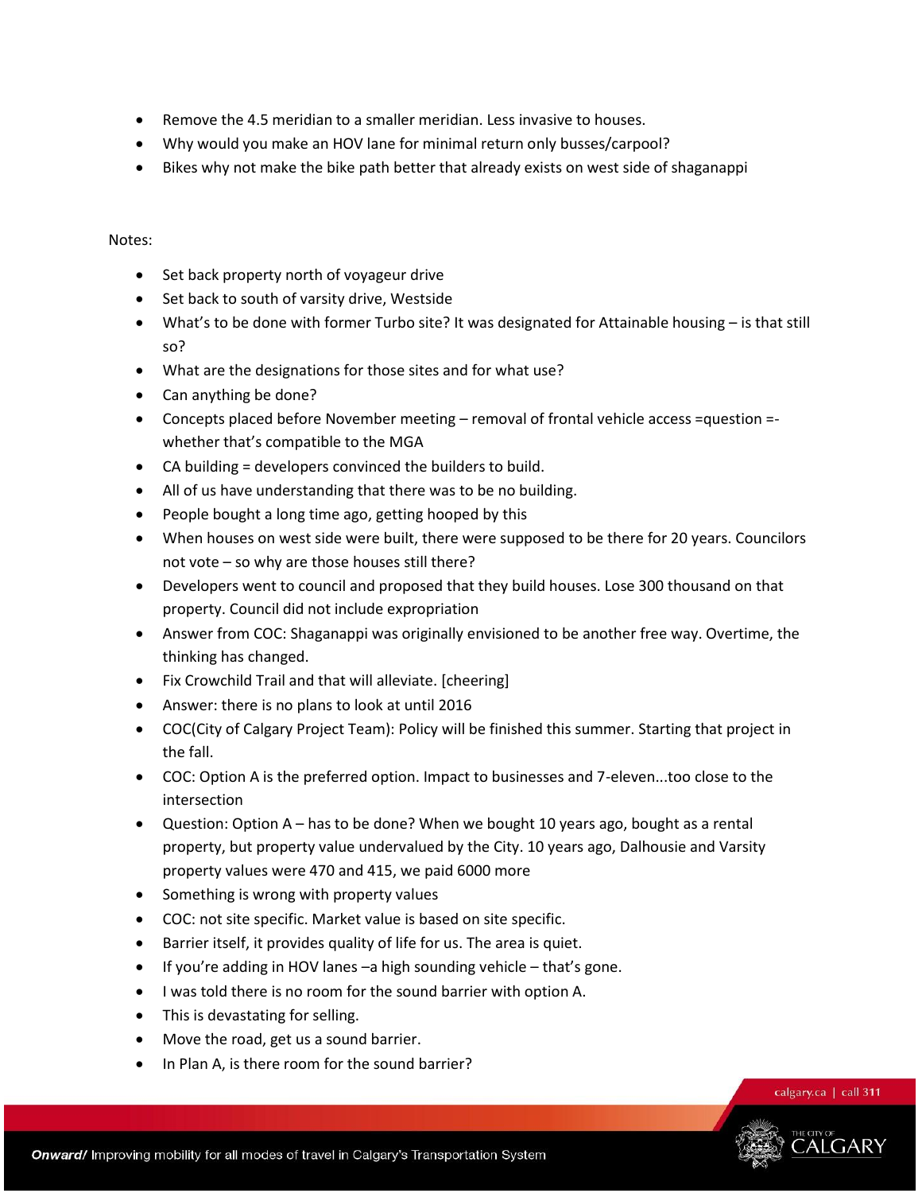- Remove the 4.5 meridian to a smaller meridian. Less invasive to houses.
- Why would you make an HOV lane for minimal return only busses/carpool?
- Bikes why not make the bike path better that already exists on west side of shaganappi

Notes:

- Set back property north of voyageur drive
- Set back to south of varsity drive, Westside
- What's to be done with former Turbo site? It was designated for Attainable housing – is that still so?
- What are the designations for those sites and for what use?
- Can anything be done?
- Concepts placed before November meeting – removal of frontal vehicle access =question =- whether that's compatible to the MGA
- CA building = developers convinced the builders to build.
- All of us have understanding that there was to be no building.
- People bought a long time ago, getting hooped by this
- When houses on west side were built, there were supposed to be there for 20 years. Councilors not vote – so why are those houses still there?
- Developers went to council and proposed that they build houses. Lose 300 thousand on that property. Council did not include expropriation
- Answer from COC: Shaganappi was originally envisioned to be another free way. Overtime, the thinking has changed.
- Fix Crowchild Trail and that will alleviate. [cheering]
- Answer: there is no plans to look at until 2016
- COC(City of Calgary Project Team): Policy will be finished this summer. Starting that project in the fall.
- COC: Option A is the preferred option. Impact to businesses and 7-eleven...too close to the intersection
- Question: Option A – has to be done? When we bought 10 years ago, bought as a rental property, but property value undervalued by the City. 10 years ago, Dalhousie and Varsity property values were 470 and 415, we paid 6000 more
- Something is wrong with property values
- COC: not site specific. Market value is based on site specific.
- Barrier itself, it provides quality of life for us. The area is quiet.
- If you're adding in HOV lanes –a high sounding vehicle – that's gone.
- I was told there is no room for the sound barrier with option A.
- This is devastating for selling.
- Move the road, get us a sound barrier.
- In Plan A, is there room for the sound barrier?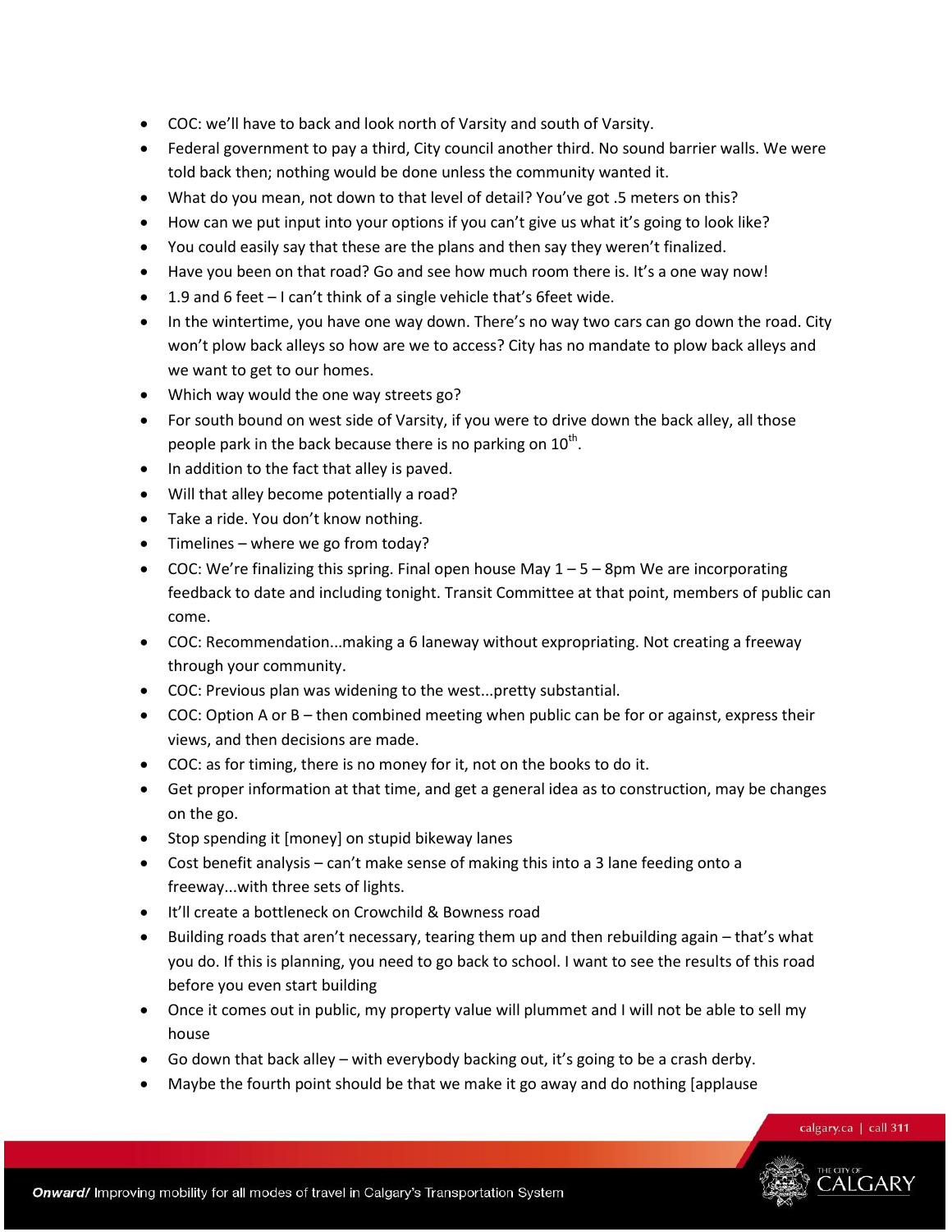- COC: we'll have to back and look north of Varsity and south of Varsity.
- Federal government to pay a third, City council another third. No sound barrier walls. We were told back then; nothing would be done unless the community wanted it.
- What do you mean, not down to that level of detail? You've got .5 meters on this?
- How can we put input into your options if you can't give us what it's going to look like?
- You could easily say that these are the plans and then say they weren't finalized.
- Have you been on that road? Go and see how much room there is. It's a one way now!
- 1.9 and 6 feet – I can't think of a single vehicle that's 6feet wide.
- In the wintertime, you have one way down. There's no way two cars can go down the road. City won't plow back alleys so how are we to access? City has no mandate to plow back alleys and we want to get to our homes.
- Which way would the one way streets go?
- For south bound on west side of Varsity, if you were to drive down the back alley, all those people park in the back because there is no parking on 10th.
- In addition to the fact that alley is paved.
- Will that alley become potentially a road?
- Take a ride. You don't know nothing.
- Timelines – where we go from today?
- COC: We're finalizing this spring. Final open house May 1 – 5 – 8pm We are incorporating feedback to date and including tonight. Transit Committee at that point, members of public can come.
- COC: Recommendation...making a 6 laneway without expropriating. Not creating a freeway through your community.
- COC: Previous plan was widening to the west...pretty substantial.
- COC: Option A or B – then combined meeting when public can be for or against, express their views, and then decisions are made.
- COC: as for timing, there is no money for it, not on the books to do it.
- Get proper information at that time, and get a general idea as to construction, may be changes on the go.
- Stop spending it [money] on stupid bikeway lanes
- Cost benefit analysis – can't make sense of making this into a 3 lane feeding onto a freeway...with three sets of lights.
- It'll create a bottleneck on Crowchild & Bowness road
- Building roads that aren't necessary, tearing them up and then rebuilding again – that's what you do. If this is planning, you need to go back to school. I want to see the results of this road before you even start building
- Once it comes out in public, my property value will plummet and I will not be able to sell my house
- Go down that back alley – with everybody backing out, it's going to be a crash derby.
- Maybe the fourth point should be that we make it go away and do nothing [applause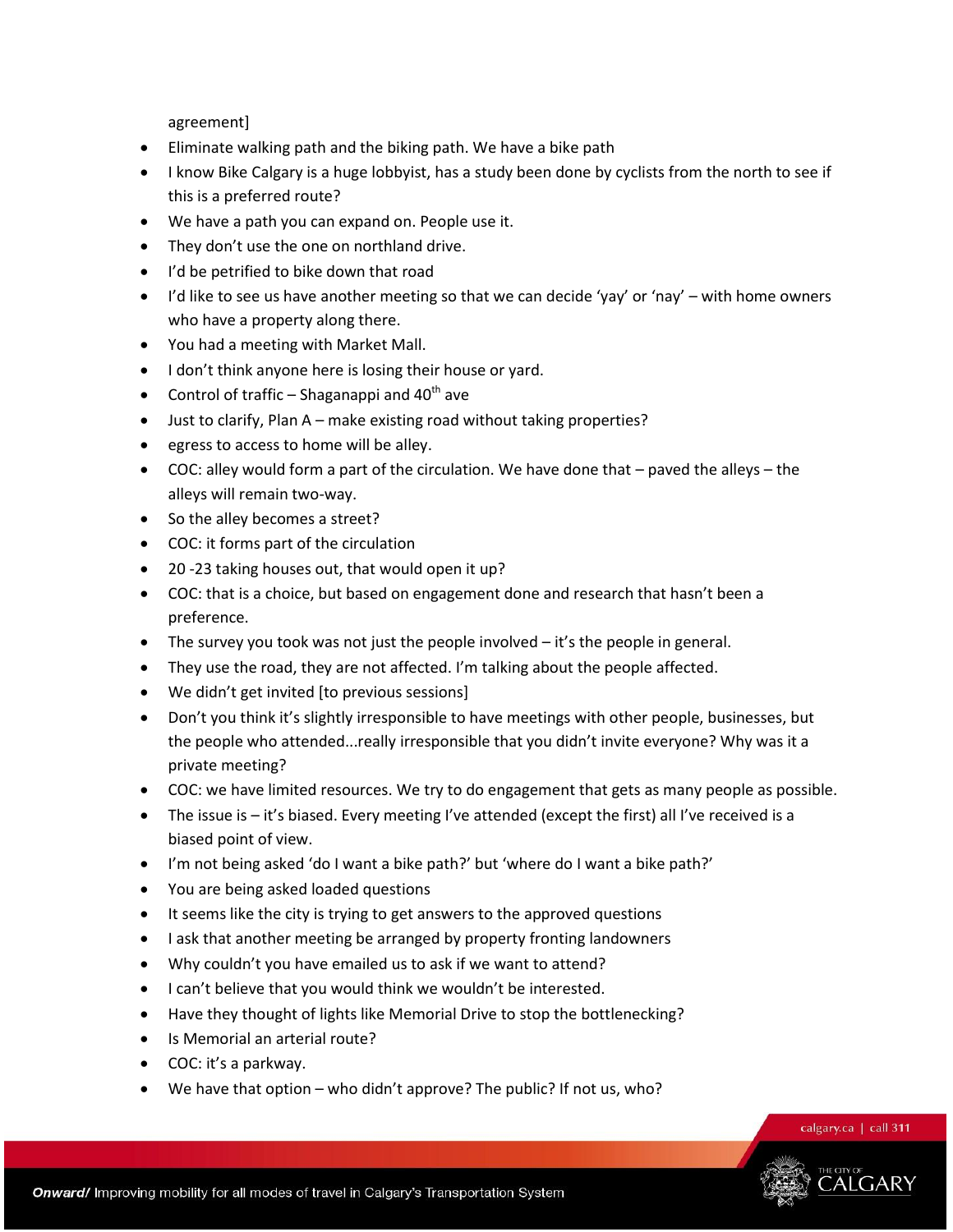agreement]

- Eliminate walking path and the biking path. We have a bike path
- I know Bike Calgary is a huge lobbyist, has a study been done by cyclists from the north to see if this is a preferred route?
- We have a path you can expand on. People use it.
- They don't use the one on northland drive.
- I'd be petrified to bike down that road
- I'd like to see us have another meeting so that we can decide 'yay' or 'nay' – with home owners who have a property along there.
- You had a meeting with Market Mall.
- I don't think anyone here is losing their house or yard.
- Control of traffic – Shaganappi and 40th ave
- Just to clarify, Plan A – make existing road without taking properties?
- egress to access to home will be alley.
- COC: alley would form a part of the circulation. We have done that – paved the alleys – the alleys will remain two-way.
- So the alley becomes a street?
- COC: it forms part of the circulation
- 20 -23 taking houses out, that would open it up?
- COC: that is a choice, but based on engagement done and research that hasn't been a preference.
- The survey you took was not just the people involved – it's the people in general.
- They use the road, they are not affected. I'm talking about the people affected.
- We didn't get invited [to previous sessions]
- Don't you think it's slightly irresponsible to have meetings with other people, businesses, but the people who attended...really irresponsible that you didn't invite everyone? Why was it a private meeting?
- COC: we have limited resources. We try to do engagement that gets as many people as possible.
- The issue is – it's biased. Every meeting I've attended (except the first) all I've received is a biased point of view.
- I'm not being asked 'do I want a bike path?' but 'where do I want a bike path?'
- You are being asked loaded questions
- It seems like the city is trying to get answers to the approved questions
- I ask that another meeting be arranged by property fronting landowners
- Why couldn't you have emailed us to ask if we want to attend?
- I can't believe that you would think we wouldn't be interested.
- Have they thought of lights like Memorial Drive to stop the bottlenecking?
- Is Memorial an arterial route?
- COC: it's a parkway.
- We have that option – who didn't approve? The public? If not us, who?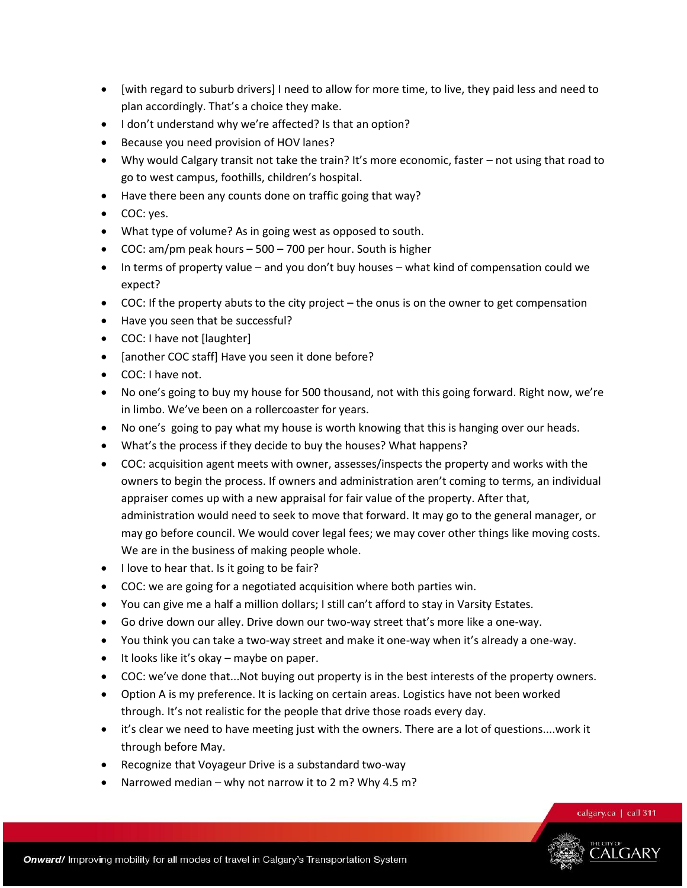- [with regard to suburb drivers] I need to allow for more time, to live, they paid less and need to plan accordingly. That's a choice they make.
- I don't understand why we're affected? Is that an option?
- Because you need provision of HOV lanes?
- Why would Calgary transit not take the train? It's more economic, faster – not using that road to go to west campus, foothills, children's hospital.
- Have there been any counts done on traffic going that way?
- COC: yes.
- What type of volume? As in going west as opposed to south.
- COC: am/pm peak hours – 500 – 700 per hour. South is higher
- In terms of property value – and you don't buy houses – what kind of compensation could we expect?
- COC: If the property abuts to the city project – the onus is on the owner to get compensation
- Have you seen that be successful?
- COC: I have not [laughter]
- [another COC staff] Have you seen it done before?
- COC: I have not.
- No one's going to buy my house for 500 thousand, not with this going forward. Right now, we're in limbo. We've been on a rollercoaster for years.
- No one's going to pay what my house is worth knowing that this is hanging over our heads.
- What's the process if they decide to buy the houses? What happens?
- COC: acquisition agent meets with owner, assesses/inspects the property and works with the owners to begin the process. If owners and administration aren't coming to terms, an individual appraiser comes up with a new appraisal for fair value of the property. After that, administration would need to seek to move that forward. It may go to the general manager, or may go before council. We would cover legal fees; we may cover other things like moving costs. We are in the business of making people whole.
- I love to hear that. Is it going to be fair?
- COC: we are going for a negotiated acquisition where both parties win.
- You can give me a half a million dollars; I still can't afford to stay in Varsity Estates.
- Go drive down our alley. Drive down our two-way street that's more like a one-way.
- You think you can take a two-way street and make it one-way when it's already a one-way.
- It looks like it's okay – maybe on paper.
- COC: we've done that...Not buying out property is in the best interests of the property owners.
- Option A is my preference. It is lacking on certain areas. Logistics have not been worked through. It's not realistic for the people that drive those roads every day.
- it's clear we need to have meeting just with the owners. There are a lot of questions....work it through before May.
- Recognize that Voyageur Drive is a substandard two-way
- Narrowed median – why not narrow it to 2 m? Why 4.5 m?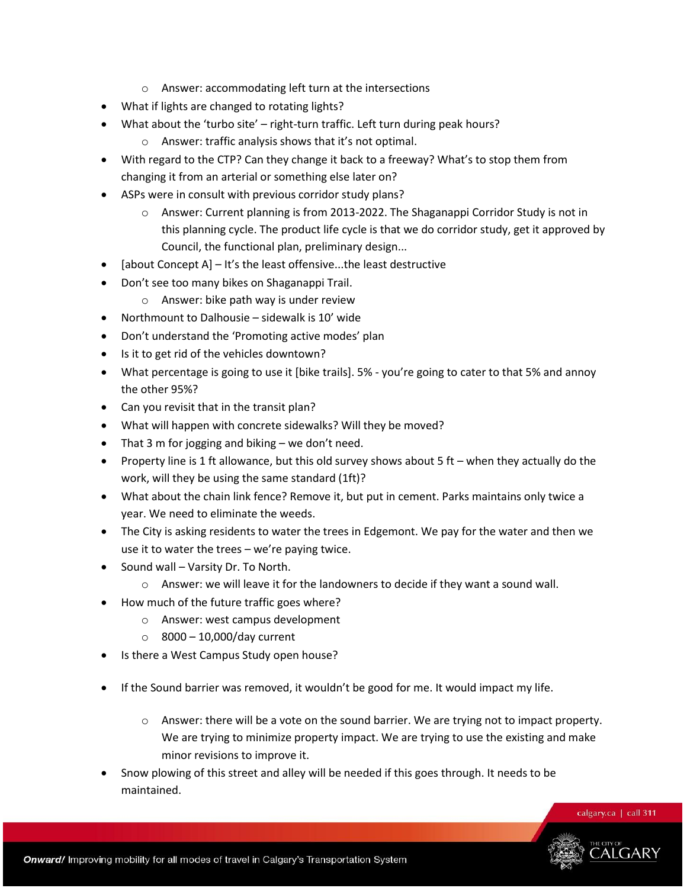- Answer: accommodating left turn at the intersections
- What if lights are changed to rotating lights?
- What about the 'turbo site' – right-turn traffic. Left turn during peak hours?
  - Answer: traffic analysis shows that it's not optimal.
- With regard to the CTP? Can they change it back to a freeway? What's to stop them from changing it from an arterial or something else later on?
- ASPs were in consult with previous corridor study plans?
  - Answer: Current planning is from 2013-2022. The Shaganappi Corridor Study is not in this planning cycle. The product life cycle is that we do corridor study, get it approved by Council, the functional plan, preliminary design...
- [about Concept A] – It's the least offensive...the least destructive
- Don't see too many bikes on Shaganappi Trail.
  - Answer: bike path way is under review
- Northmount to Dalhousie – sidewalk is 10' wide
- Don't understand the 'Promoting active modes' plan
- Is it to get rid of the vehicles downtown?
- What percentage is going to use it [bike trails]. 5% - you're going to cater to that 5% and annoy the other 95%?
- Can you revisit that in the transit plan?
- What will happen with concrete sidewalks? Will they be moved?
- That 3 m for jogging and biking – we don't need.
- Property line is 1 ft allowance, but this old survey shows about 5 ft – when they actually do the work, will they be using the same standard (1ft)?
- What about the chain link fence? Remove it, but put in cement. Parks maintains only twice a year. We need to eliminate the weeds.
- The City is asking residents to water the trees in Edgemont. We pay for the water and then we use it to water the trees – we're paying twice.
- Sound wall – Varsity Dr. To North.
  - Answer: we will leave it for the landowners to decide if they want a sound wall.
- How much of the future traffic goes where?
  - Answer: west campus development
  - 8000 – 10,000/day current
- Is there a West Campus Study open house?
- If the Sound barrier was removed, it wouldn't be good for me. It would impact my life.
  - Answer: there will be a vote on the sound barrier. We are trying not to impact property. We are trying to minimize property impact. We are trying to use the existing and make minor revisions to improve it.
- Snow plowing of this street and alley will be needed if this goes through. It needs to be maintained.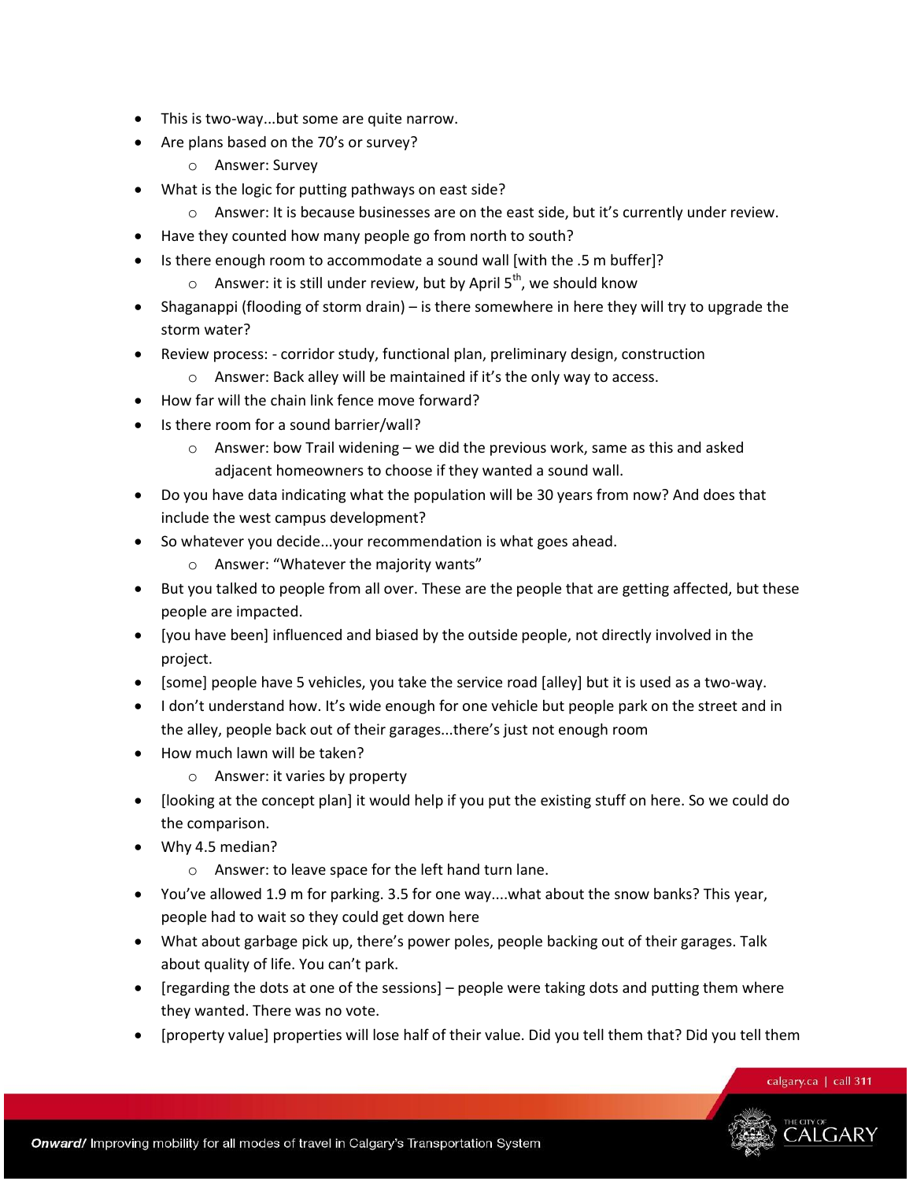- This is two-way...but some are quite narrow.
- Are plans based on the 70's or survey?
  - Answer: Survey
- What is the logic for putting pathways on east side?
  - Answer: It is because businesses are on the east side, but it's currently under review.
- Have they counted how many people go from north to south?
- Is there enough room to accommodate a sound wall [with the .5 m buffer]?
  - Answer: it is still under review, but by April 5th, we should know
- Shaganappi (flooding of storm drain) – is there somewhere in here they will try to upgrade the storm water?
- Review process: - corridor study, functional plan, preliminary design, construction
  - Answer: Back alley will be maintained if it's the only way to access.
- How far will the chain link fence move forward?
- Is there room for a sound barrier/wall?
  - Answer: bow Trail widening – we did the previous work, same as this and asked adjacent homeowners to choose if they wanted a sound wall.
- Do you have data indicating what the population will be 30 years from now? And does that include the west campus development?
- So whatever you decide...your recommendation is what goes ahead.
  - Answer: "Whatever the majority wants"
- But you talked to people from all over. These are the people that are getting affected, but these people are impacted.
- [you have been] influenced and biased by the outside people, not directly involved in the project.
- [some] people have 5 vehicles, you take the service road [alley] but it is used as a two-way.
- I don't understand how. It's wide enough for one vehicle but people park on the street and in the alley, people back out of their garages...there's just not enough room
- How much lawn will be taken?
  - Answer: it varies by property
- [looking at the concept plan] it would help if you put the existing stuff on here. So we could do the comparison.
- Why 4.5 median?
  - Answer: to leave space for the left hand turn lane.
- You've allowed 1.9 m for parking. 3.5 for one way....what about the snow banks? This year, people had to wait so they could get down here
- What about garbage pick up, there's power poles, people backing out of their garages. Talk about quality of life. You can't park.
- [regarding the dots at one of the sessions] – people were taking dots and putting them where they wanted. There was no vote.
- [property value] properties will lose half of their value. Did you tell them that? Did you tell them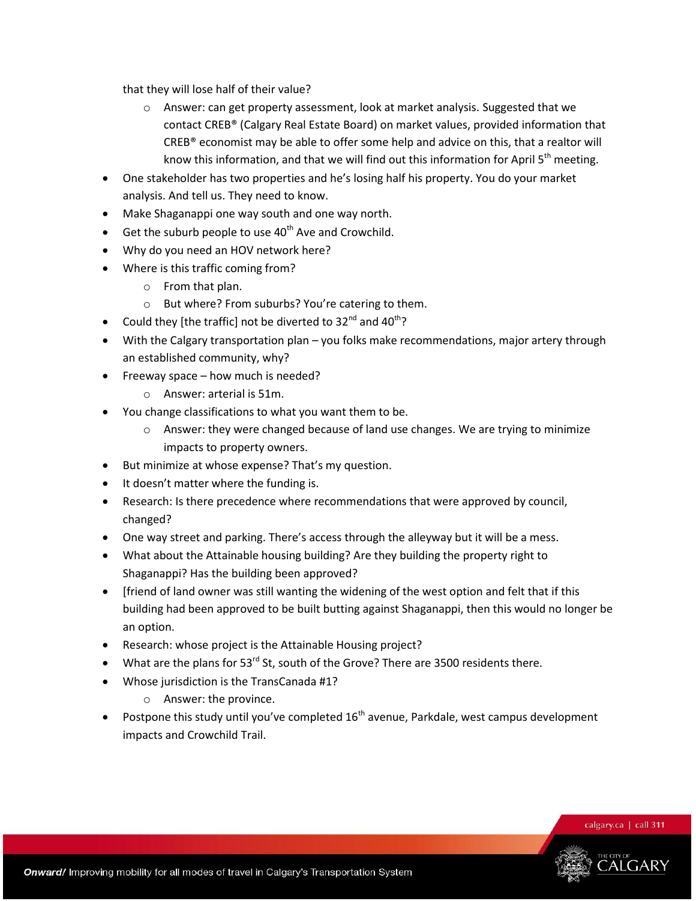that they will lose half of their value?

  - Answer: can get property assessment, look at market analysis. Suggested that we contact CREB® (Calgary Real Estate Board) on market values, provided information that CREB® economist may be able to offer some help and advice on this, that a realtor will know this information, and that we will find out this information for April 5th meeting.
- One stakeholder has two properties and he's losing half his property. You do your market analysis. And tell us. They need to know.
- Make Shaganappi one way south and one way north.
- Get the suburb people to use 40th Ave and Crowchild.
- Why do you need an HOV network here?
- Where is this traffic coming from?
  - From that plan.
  - But where? From suburbs? You're catering to them.
- Could they [the traffic] not be diverted to 32nd and 40th?
- With the Calgary transportation plan – you folks make recommendations, major artery through an established community, why?
- Freeway space – how much is needed?
  - Answer: arterial is 51m.
- You change classifications to what you want them to be.
  - Answer: they were changed because of land use changes. We are trying to minimize impacts to property owners.
- But minimize at whose expense? That's my question.
- It doesn't matter where the funding is.
- Research: Is there precedence where recommendations that were approved by council, changed?
- One way street and parking. There's access through the alleyway but it will be a mess.
- What about the Attainable housing building? Are they building the property right to Shaganappi? Has the building been approved?
- [friend of land owner was still wanting the widening of the west option and felt that if this building had been approved to be built butting against Shaganappi, then this would no longer be an option.
- Research: whose project is the Attainable Housing project?
- What are the plans for 53rd St, south of the Grove? There are 3500 residents there.
- Whose jurisdiction is the TransCanada #1?
  - Answer: the province.
- Postpone this study until you've completed 16th avenue, Parkdale, west campus development impacts and Crowchild Trail.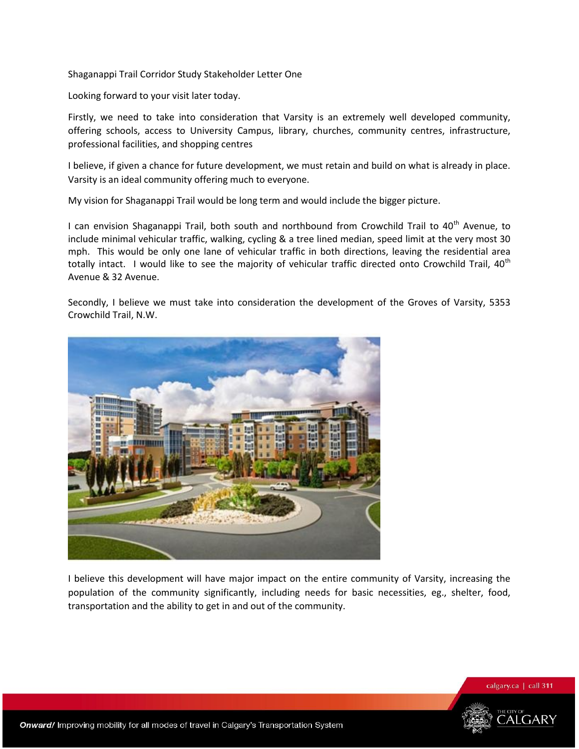Shaganappi Trail Corridor Study Stakeholder Letter One

Looking forward to your visit later today.

Firstly, we need to take into consideration that Varsity is an extremely well developed community, offering schools, access to University Campus, library, churches, community centres, infrastructure, professional facilities, and shopping centres

I believe, if given a chance for future development, we must retain and build on what is already in place. Varsity is an ideal community offering much to everyone.

My vision for Shaganappi Trail would be long term and would include the bigger picture.

I can envision Shaganappi Trail, both south and northbound from Crowchild Trail to 40th Avenue, to include minimal vehicular traffic, walking, cycling & a tree lined median, speed limit at the very most 30 mph. This would be only one lane of vehicular traffic in both directions, leaving the residential area totally intact. I would like to see the majority of vehicular traffic directed onto Crowchild Trail, 40th Avenue & 32 Avenue.

Secondly, I believe we must take into consideration the development of the Groves of Varsity, 5353 Crowchild Trail, N.W.

I believe this development will have major impact on the entire community of Varsity, increasing the population of the community significantly, including needs for basic necessities, eg., shelter, food, transportation and the ability to get in and out of the community.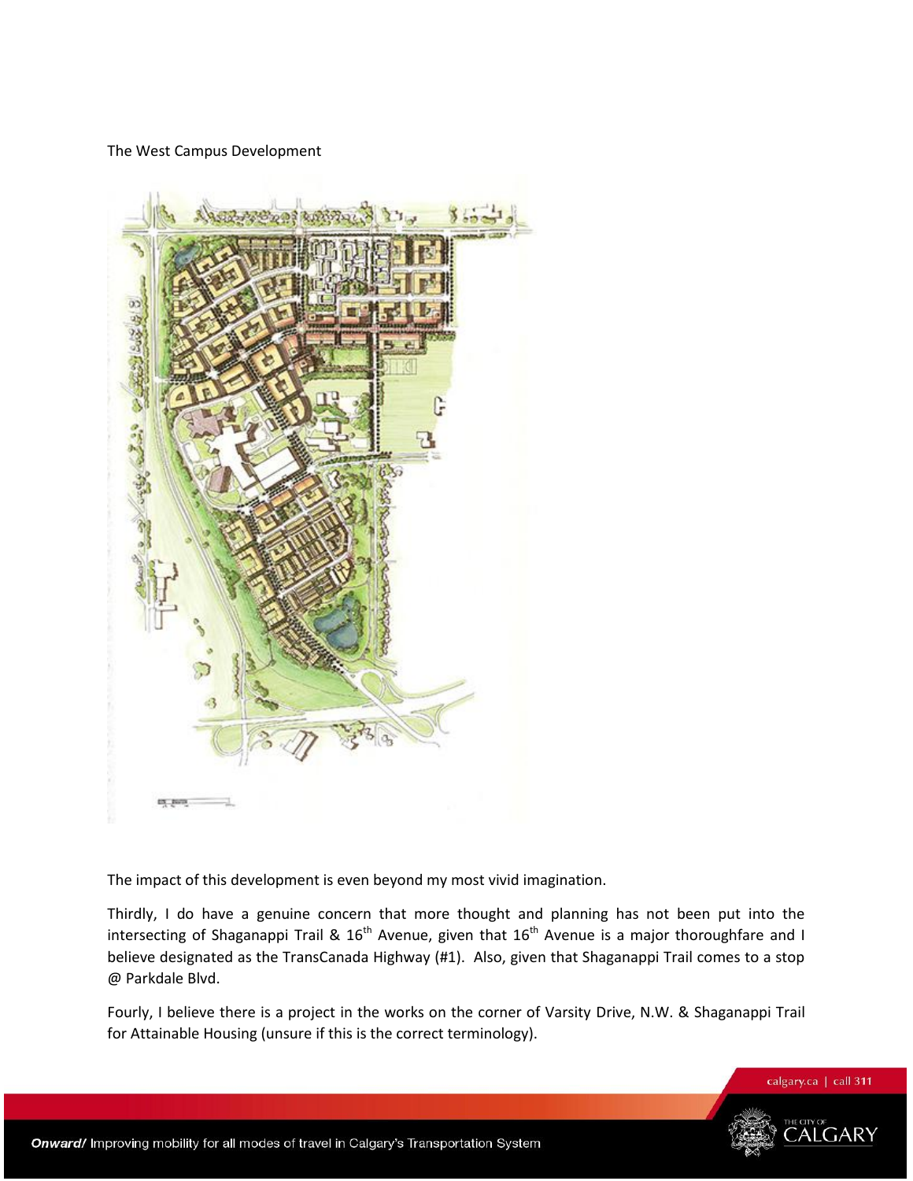The West Campus Development

The impact of this development is even beyond my most vivid imagination.

Thirdly, I do have a genuine concern that more thought and planning has not been put into the intersecting of Shaganappi Trail & 16th Avenue, given that 16th Avenue is a major thoroughfare and I believe designated as the TransCanada Highway (#1). Also, given that Shaganappi Trail comes to a stop @ Parkdale Blvd.

Fourly, I believe there is a project in the works on the corner of Varsity Drive, N.W. & Shaganappi Trail for Attainable Housing (unsure if this is the correct terminology).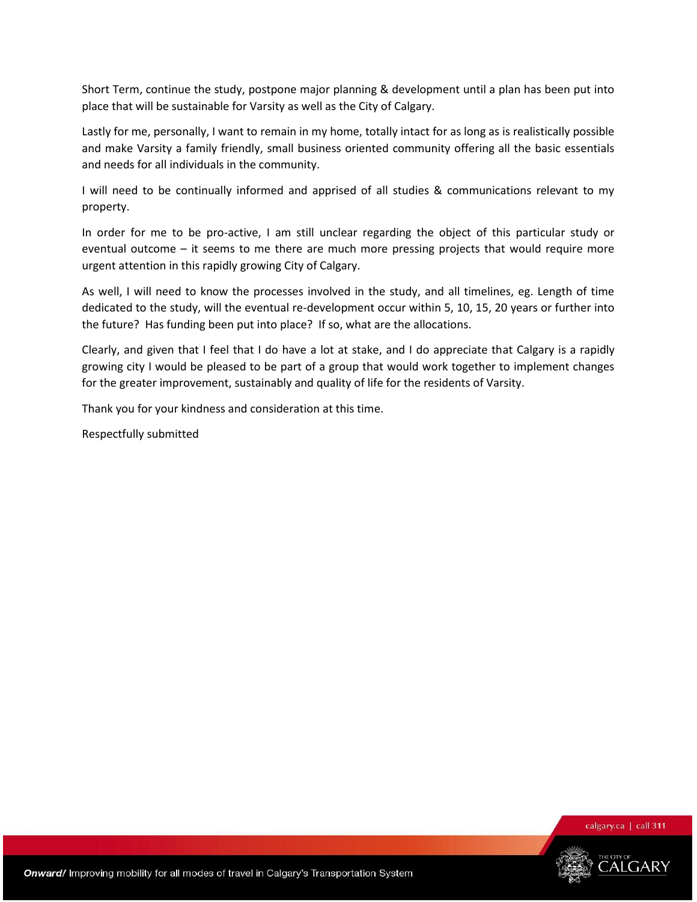Short Term, continue the study, postpone major planning & development until a plan has been put into place that will be sustainable for Varsity as well as the City of Calgary.

Lastly for me, personally, I want to remain in my home, totally intact for as long as is realistically possible and make Varsity a family friendly, small business oriented community offering all the basic essentials and needs for all individuals in the community.

I will need to be continually informed and apprised of all studies & communications relevant to my property.

In order for me to be pro-active, I am still unclear regarding the object of this particular study or eventual outcome – it seems to me there are much more pressing projects that would require more urgent attention in this rapidly growing City of Calgary.

As well, I will need to know the processes involved in the study, and all timelines, eg. Length of time dedicated to the study, will the eventual re-development occur within 5, 10, 15, 20 years or further into the future? Has funding been put into place? If so, what are the allocations.

Clearly, and given that I feel that I do have a lot at stake, and I do appreciate that Calgary is a rapidly growing city I would be pleased to be part of a group that would work together to implement changes for the greater improvement, sustainably and quality of life for the residents of Varsity.

Thank you for your kindness and consideration at this time.

Respectfully submitted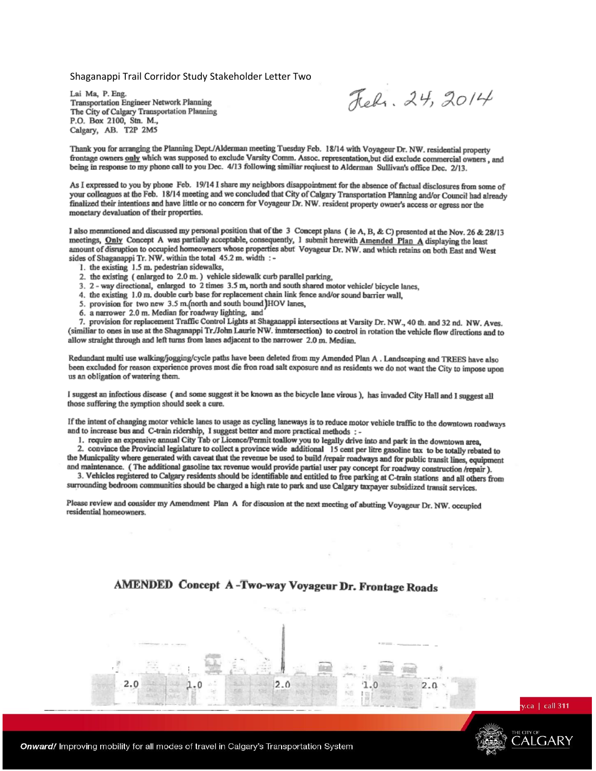Shaganappi Trail Corridor Study Stakeholder Letter Two

Lai Ma, P. Eng.
Transportation Engineer Network Planning
The City of Calgary Transportation Planning
P.O. Box 2100, Stn. M.,
Calgary, AB. T2P 2M5

Feb. 24, 2014

Thank you for arranging the Planning Dept./Alderman meeting Tuesday Feb. 18/14 with Voyageur Dr. NW. residential property frontage owners **only** which was supposed to exclude Varsity Comm. Assoc. representation,but did exclude commercial owners , and being in response to my phone call to you Dec. 4/13 following similiar reqiuest to Alderman Sullivan's office Dec. 2/13.

As I expressed to you by phone Feb. 19/14 I share my neighbors disappointment for the absence of factual disclosures from some of your colleagues at the Feb. 18/14 meeting and we concluded that City of Calgary Transportation Planning and/or Council had already finalized their intentions and have little or no concern for Voyageur Dr. NW. resident property owner's access or egress nor the monetary devaluation of their properties.

I also menmtioned and discussed my personal position that of the 3 Concept plans ( ie A, B, & C) presented at the Nov. 26 & 28/13 meetings, **Only** Concept A was partially acceptable, consequently, I submit herewith **Amended Plan A** displaying the least amount of disruption to occupied homeowners whose properties abut Voyageur Dr. NW. and which retains on both East and West sides of Shaganappi Tr. NW. within the total 45.2 m. width : -

1. the existing 1.5 m. pedestrian sidewalks,
2. the existing ( enlarged to 2.0 m. ) vehicle sidewalk curb parallel parking,
3. 2 - way directional, enlarged to 2 times 3.5 m, north and south shared motor vehicle/ bicycle lanes,
4. the existing 1.0 m. double curb base for replacement chain link fence and/or sound barrier wall,
5. provision for two new 3.5 m.(north and south bound)HOV lanes,
6. a narrower 2.0 m. Median for roadway lighting, and
7. provision for replacement Traffic Control Lights at Shaganappi intersections at Varsity Dr. NW., 40 th. and 32 nd. NW. Aves. (similiar to ones in use at the Shaganappi Tr./John Laurie NW. inmtersection) to control in rotation the vehicle flow directions and to allow straight through and left turns from lanes adjacent to the narrower 2.0 m. Median.

Redundant multi use walking/jogging/cycle paths have been deleted from my Amended Plan A . Landscaping and TREES have also been excluded for reason experience proves most die fron road salt exposure and as residents we do not want the City to impose upon us an obligation of watering them.

I suggest an infectious disease ( and some suggest it be known as the bicycle lane virous ), has invaded City Hall and I suggest all those suffering the symption should seek a cure.

If the intent of changing motor vehicle lanes to usage as cycling laneways is to reduce motor vehicle traffic to the downtown roadways and to increase bus and C-train ridership, I suggest better and more practical methods : -

1. require an expensive annual City Tab or Licence/Permit toallow you to legally drive into and park in the downtown area,
2. convince the Provincial legislature to collect a province wide additional 15 cent per litre gasoline tax to be totally rebated to the Municpality where generated with caveat that the revenue be used to build /repair roadways and for public transit lines, equipment and maintenance. ( The additional gasoline tax revenue would provide partial user pay concept for roadway construction /repair ).
3. Vehicles registered to Calgary residents should be identifiable and entitled to free parking at C-train stations and all others from surrounding bedroom communities should be charged a high rate to park and use Calgary taxpayer subsidized transit services.

Please review and consider my Amendment Plan A for discusion at the next meeting of abutting Voyageur Dr. NW. occupied residential homeowners.

## AMENDED Concept A -Two-way Voyageur Dr. Frontage Roads

2.0 1.0 2.0 1.0 2.0